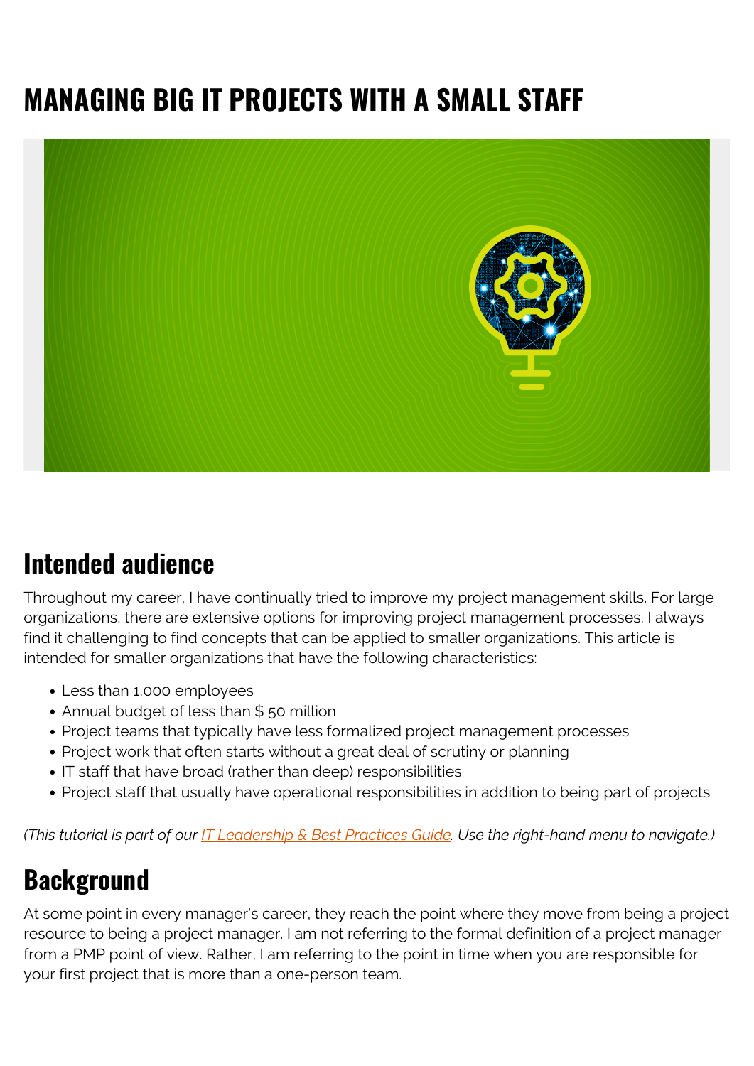# MANAGING BIG IT PROJECTS WITH A SMALL STAFF

## Intended audience

Throughout my career, I have continually tried to improve my project management skills. For large organizations, there are extensive options for improving project management processes. I always find it challenging to find concepts that can be applied to smaller organizations. This article is intended for smaller organizations that have the following characteristics:

- Less than 1,000 employees
- Annual budget of less than $ 50 million
- Project teams that typically have less formalized project management processes
- Project work that often starts without a great deal of scrutiny or planning
- IT staff that have broad (rather than deep) responsibilities
- Project staff that usually have operational responsibilities in addition to being part of projects

*(This tutorial is part of our [IT Leadership & Best Practices Guide](). Use the right-hand menu to navigate.)*

## Background

At some point in every manager's career, they reach the point where they move from being a project resource to being a project manager. I am not referring to the formal definition of a project manager from a PMP point of view. Rather, I am referring to the point in time when you are responsible for your first project that is more than a one-person team.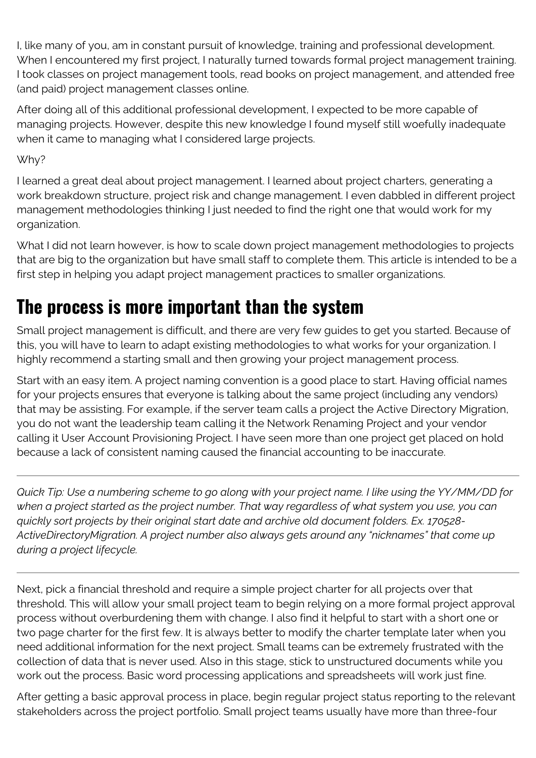I, like many of you, am in constant pursuit of knowledge, training and professional development. When I encountered my first project, I naturally turned towards formal project management training. I took classes on project management tools, read books on project management, and attended free (and paid) project management classes online.

After doing all of this additional professional development, I expected to be more capable of managing projects. However, despite this new knowledge I found myself still woefully inadequate when it came to managing what I considered large projects.

Why?

I learned a great deal about project management. I learned about project charters, generating a work breakdown structure, project risk and change management. I even dabbled in different project management methodologies thinking I just needed to find the right one that would work for my organization.

What I did not learn however, is how to scale down project management methodologies to projects that are big to the organization but have small staff to complete them. This article is intended to be a first step in helping you adapt project management practices to smaller organizations.

## The process is more important than the system

Small project management is difficult, and there are very few guides to get you started. Because of this, you will have to learn to adapt existing methodologies to what works for your organization. I highly recommend a starting small and then growing your project management process.

Start with an easy item. A project naming convention is a good place to start. Having official names for your projects ensures that everyone is talking about the same project (including any vendors) that may be assisting. For example, if the server team calls a project the Active Directory Migration, you do not want the leadership team calling it the Network Renaming Project and your vendor calling it User Account Provisioning Project. I have seen more than one project get placed on hold because a lack of consistent naming caused the financial accounting to be inaccurate.

---

*Quick Tip: Use a numbering scheme to go along with your project name. I like using the YY/MM/DD for when a project started as the project number. That way regardless of what system you use, you can quickly sort projects by their original start date and archive old document folders. Ex. 170528-ActiveDirectoryMigration. A project number also always gets around any "nicknames" that come up during a project lifecycle.*

---

Next, pick a financial threshold and require a simple project charter for all projects over that threshold. This will allow your small project team to begin relying on a more formal project approval process without overburdening them with change. I also find it helpful to start with a short one or two page charter for the first few. It is always better to modify the charter template later when you need additional information for the next project. Small teams can be extremely frustrated with the collection of data that is never used. Also in this stage, stick to unstructured documents while you work out the process. Basic word processing applications and spreadsheets will work just fine.

After getting a basic approval process in place, begin regular project status reporting to the relevant stakeholders across the project portfolio. Small project teams usually have more than three-four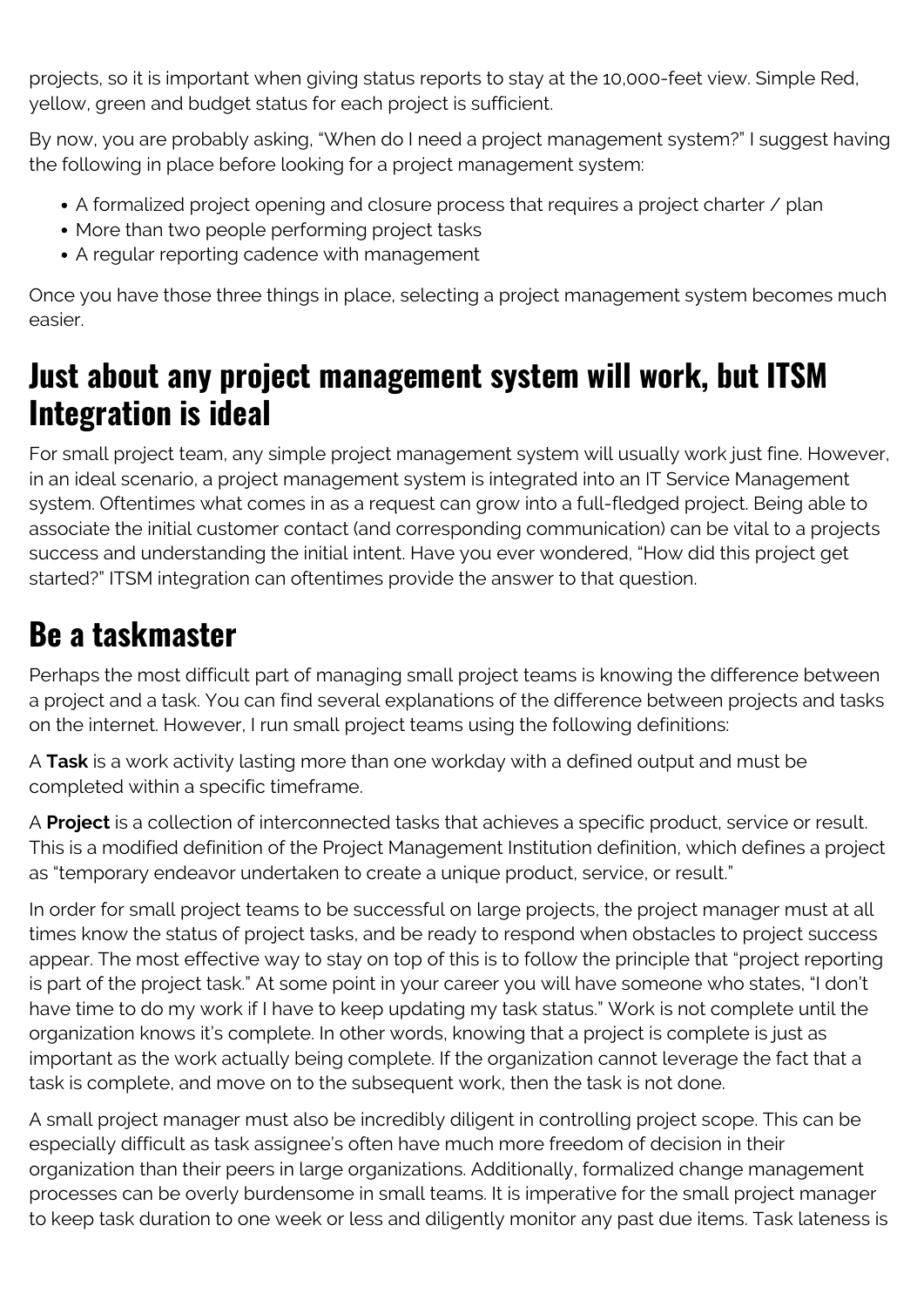projects, so it is important when giving status reports to stay at the 10,000-feet view. Simple Red, yellow, green and budget status for each project is sufficient.

By now, you are probably asking, "When do I need a project management system?" I suggest having the following in place before looking for a project management system:

- A formalized project opening and closure process that requires a project charter / plan
- More than two people performing project tasks
- A regular reporting cadence with management

Once you have those three things in place, selecting a project management system becomes much easier.

## Just about any project management system will work, but ITSM Integration is ideal

For small project team, any simple project management system will usually work just fine. However, in an ideal scenario, a project management system is integrated into an IT Service Management system. Oftentimes what comes in as a request can grow into a full-fledged project. Being able to associate the initial customer contact (and corresponding communication) can be vital to a projects success and understanding the initial intent. Have you ever wondered, "How did this project get started?" ITSM integration can oftentimes provide the answer to that question.

## Be a taskmaster

Perhaps the most difficult part of managing small project teams is knowing the difference between a project and a task. You can find several explanations of the difference between projects and tasks on the internet. However, I run small project teams using the following definitions:

A **Task** is a work activity lasting more than one workday with a defined output and must be completed within a specific timeframe.

A **Project** is a collection of interconnected tasks that achieves a specific product, service or result. This is a modified definition of the Project Management Institution definition, which defines a project as "temporary endeavor undertaken to create a unique product, service, or result."

In order for small project teams to be successful on large projects, the project manager must at all times know the status of project tasks, and be ready to respond when obstacles to project success appear. The most effective way to stay on top of this is to follow the principle that "project reporting is part of the project task." At some point in your career you will have someone who states, "I don't have time to do my work if I have to keep updating my task status." Work is not complete until the organization knows it's complete. In other words, knowing that a project is complete is just as important as the work actually being complete. If the organization cannot leverage the fact that a task is complete, and move on to the subsequent work, then the task is not done.

A small project manager must also be incredibly diligent in controlling project scope. This can be especially difficult as task assignee's often have much more freedom of decision in their organization than their peers in large organizations. Additionally, formalized change management processes can be overly burdensome in small teams. It is imperative for the small project manager to keep task duration to one week or less and diligently monitor any past due items. Task lateness is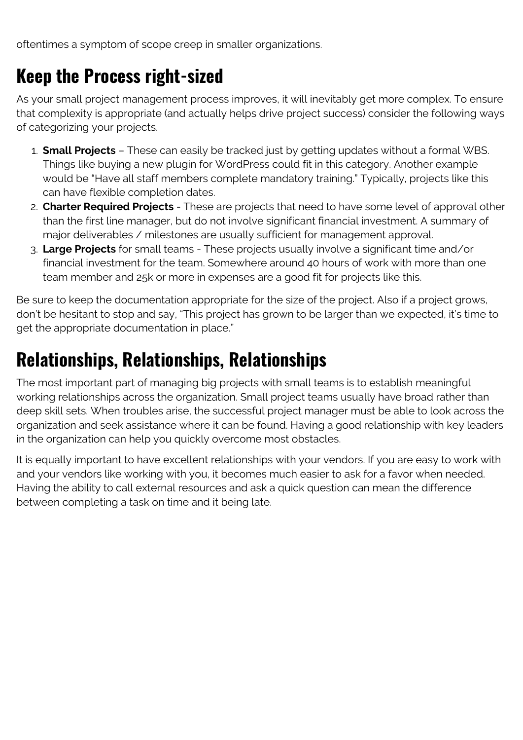oftentimes a symptom of scope creep in smaller organizations.

## Keep the Process right-sized

As your small project management process improves, it will inevitably get more complex. To ensure that complexity is appropriate (and actually helps drive project success) consider the following ways of categorizing your projects.

1. **Small Projects** – These can easily be tracked just by getting updates without a formal WBS. Things like buying a new plugin for WordPress could fit in this category. Another example would be "Have all staff members complete mandatory training." Typically, projects like this can have flexible completion dates.
2. **Charter Required Projects** - These are projects that need to have some level of approval other than the first line manager, but do not involve significant financial investment. A summary of major deliverables / milestones are usually sufficient for management approval.
3. **Large Projects** for small teams - These projects usually involve a significant time and/or financial investment for the team. Somewhere around 40 hours of work with more than one team member and 25k or more in expenses are a good fit for projects like this.

Be sure to keep the documentation appropriate for the size of the project. Also if a project grows, don't be hesitant to stop and say, "This project has grown to be larger than we expected, it's time to get the appropriate documentation in place."

## Relationships, Relationships, Relationships

The most important part of managing big projects with small teams is to establish meaningful working relationships across the organization. Small project teams usually have broad rather than deep skill sets. When troubles arise, the successful project manager must be able to look across the organization and seek assistance where it can be found. Having a good relationship with key leaders in the organization can help you quickly overcome most obstacles.

It is equally important to have excellent relationships with your vendors. If you are easy to work with and your vendors like working with you, it becomes much easier to ask for a favor when needed. Having the ability to call external resources and ask a quick question can mean the difference between completing a task on time and it being late.